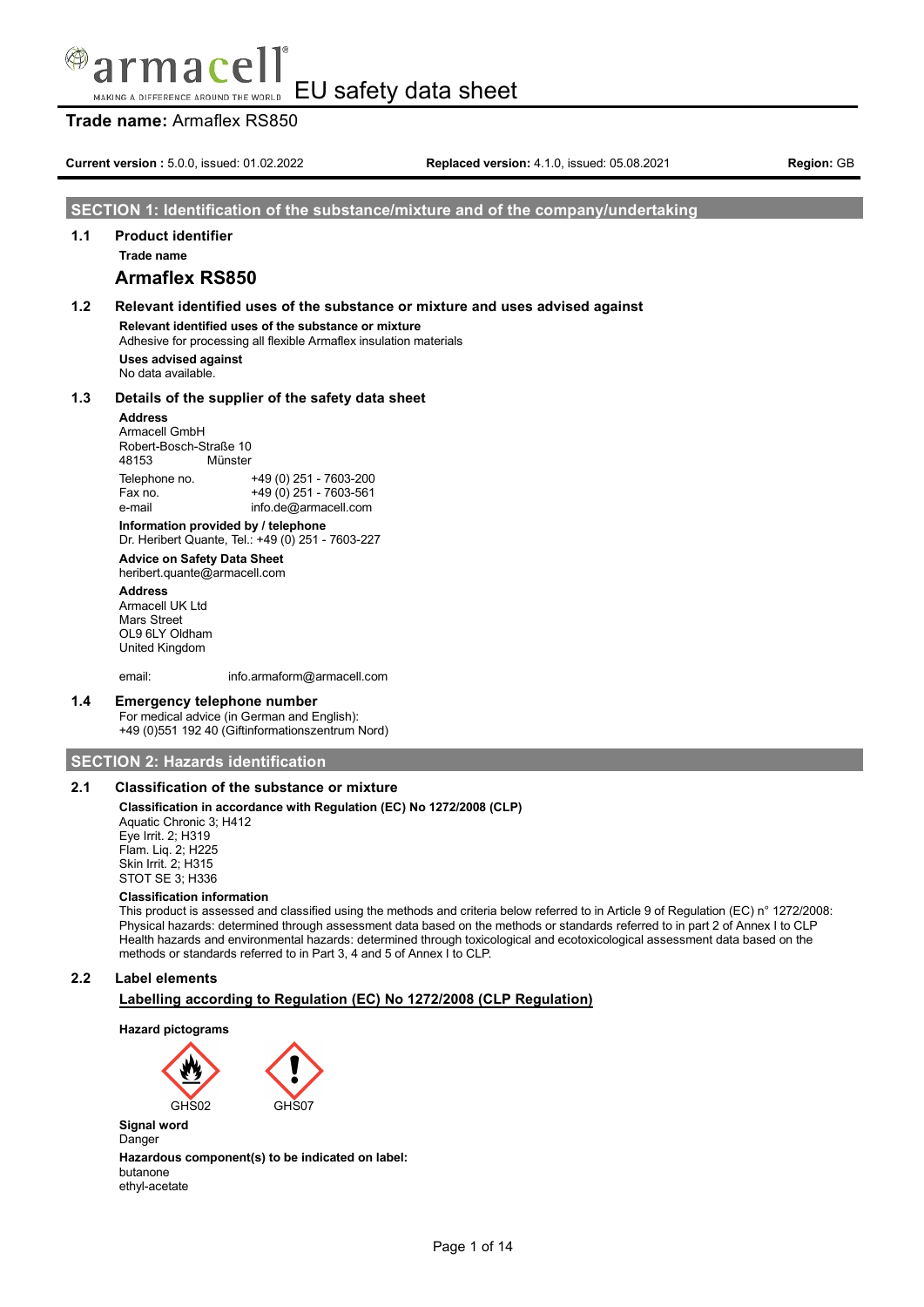# EU safety data sheet

**Trade name:** Armaflex RS850

**Current version :** 5.0.0, issued: 01.02.2022 **Replaced version:** 4.1.0, issued: 05.08.2021 **Region:** GB

## SECTION 1: Identification of the substance/mixture and of the company/undertaking

### 1.1 Product identifier

**Trade name**

**Armaflex RS850**

### 1.2 Relevant identified uses of the substance or mixture and uses advised against

**Relevant identified uses of the substance or mixture**
Adhesive for processing all flexible Armaflex insulation materials

**Uses advised against**
No data available.

### 1.3 Details of the supplier of the safety data sheet

**Address**
Armacell GmbH
Robert-Bosch-Straße 10
48153 Münster

| | |
|---|---|
| Telephone no. | +49 (0) 251 - 7603-200 |
| Fax no. | +49 (0) 251 - 7603-561 |
| e-mail | info.de@armacell.com |

**Information provided by / telephone**
Dr. Heribert Quante, Tel.: +49 (0) 251 - 7603-227

**Advice on Safety Data Sheet**
heribert.quante@armacell.com

**Address**
Armacell UK Ltd
Mars Street
OL9 6LY Oldham
United Kingdom

email: info.armaform@armacell.com

### 1.4 Emergency telephone number

For medical advice (in German and English):
+49 (0)551 192 40 (Giftinformationszentrum Nord)

## SECTION 2: Hazards identification

### 2.1 Classification of the substance or mixture

**Classification in accordance with Regulation (EC) No 1272/2008 (CLP)**
Aquatic Chronic 3; H412
Eye Irrit. 2; H319
Flam. Liq. 2; H225
Skin Irrit. 2; H315
STOT SE 3; H336

**Classification information**
This product is assessed and classified using the methods and criteria below referred to in Article 9 of Regulation (EC) n° 1272/2008:
Physical hazards: determined through assessment data based on the methods or standards referred to in part 2 of Annex I to CLP
Health hazards and environmental hazards: determined through toxicological and ecotoxicological assessment data based on the methods or standards referred to in Part 3, 4 and 5 of Annex I to CLP.

### 2.2 Label elements

**Labelling according to Regulation (EC) No 1272/2008 (CLP Regulation)**

**Hazard pictograms**

GHS02 GHS07

**Signal word**
Danger

**Hazardous component(s) to be indicated on label:**
butanone
ethyl-acetate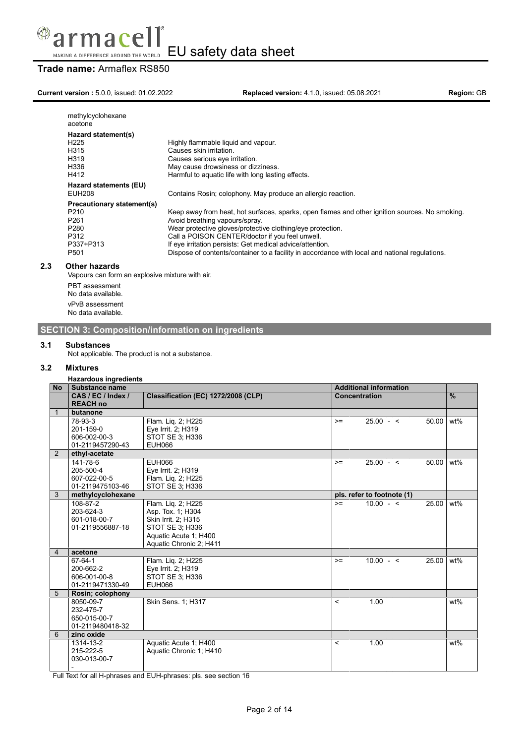methylcyclohexane
acetone

**Hazard statement(s)**

| | |
|---|---|
| H225 | Highly flammable liquid and vapour. |
| H315 | Causes skin irritation. |
| H319 | Causes serious eye irritation. |
| H336 | May cause drowsiness or dizziness. |
| H412 | Harmful to aquatic life with long lasting effects. |

**Hazard statements (EU)**

| | |
|---|---|
| EUH208 | Contains Rosin; colophony. May produce an allergic reaction. |

**Precautionary statement(s)**

| | |
|---|---|
| P210 | Keep away from heat, hot surfaces, sparks, open flames and other ignition sources. No smoking. |
| P261 | Avoid breathing vapours/spray. |
| P280 | Wear protective gloves/protective clothing/eye protection. |
| P312 | Call a POISON CENTER/doctor if you feel unwell. |
| P337+P313 | If eye irritation persists: Get medical advice/attention. |
| P501 | Dispose of contents/container to a facility in accordance with local and national regulations. |

### 2.3 Other hazards

Vapours can form an explosive mixture with air.

PBT assessment
No data available.

vPvB assessment
No data available.

## SECTION 3: Composition/information on ingredients

### 3.1 Substances

Not applicable. The product is not a substance.

### 3.2 Mixtures

**Hazardous ingredients**

| No | Substance name | | Additional information | | | | |
|---|---|---|---|---|---|---|---|
| | CAS / EC / Index / REACH no | Classification (EC) 1272/2008 (CLP) | Concentration | | | | % |
| 1 | **butanone** | | | | | | |
| | 78-93-3<br>201-159-0<br>606-002-00-3<br>01-2119457290-43 | Flam. Liq. 2; H225<br>Eye Irrit. 2; H319<br>STOT SE 3; H336<br>EUH066 | >= | 25.00 | - < | 50.00 | wt% |
| 2 | **ethyl-acetate** | | | | | | |
| | 141-78-6<br>205-500-4<br>607-022-00-5<br>01-2119475103-46 | EUH066<br>Eye Irrit. 2; H319<br>Flam. Liq. 2; H225<br>STOT SE 3; H336 | >= | 25.00 | - < | 50.00 | wt% |
| 3 | **methylcyclohexane** | | pls. refer to footnote (1) | | | | |
| | 108-87-2<br>203-624-3<br>601-018-00-7<br>01-2119556887-18 | Flam. Liq. 2; H225<br>Asp. Tox. 1; H304<br>Skin Irrit. 2; H315<br>STOT SE 3; H336<br>Aquatic Acute 1; H400<br>Aquatic Chronic 2; H411 | >= | 10.00 | - < | 25.00 | wt% |
| 4 | **acetone** | | | | | | |
| | 67-64-1<br>200-662-2<br>606-001-00-8<br>01-2119471330-49 | Flam. Liq. 2; H225<br>Eye Irrit. 2; H319<br>STOT SE 3; H336<br>EUH066 | >= | 10.00 | - < | 25.00 | wt% |
| 5 | **Rosin; colophony** | | | | | | |
| | 8050-09-7<br>232-475-7<br>650-015-00-7<br>01-2119480418-32 | Skin Sens. 1; H317 | < | 1.00 | | | wt% |
| 6 | **zinc oxide** | | | | | | |
| | 1314-13-2<br>215-222-5<br>030-013-00-7<br>- | Aquatic Acute 1; H400<br>Aquatic Chronic 1; H410 | < | 1.00 | | | wt% |

Full Text for all H-phrases and EUH-phrases: pls. see section 16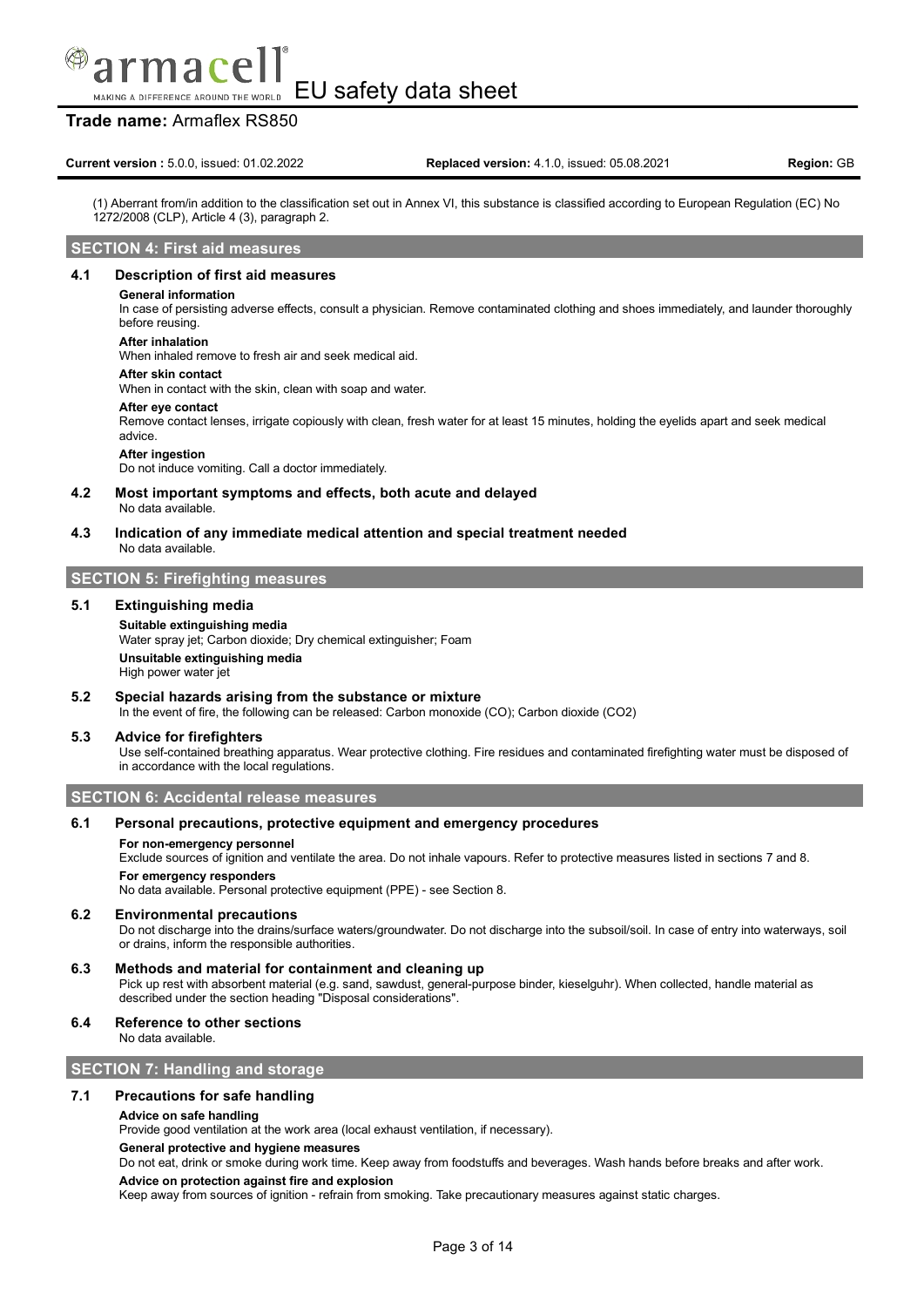(1) Aberrant from/in addition to the classification set out in Annex VI, this substance is classified according to European Regulation (EC) No 1272/2008 (CLP), Article 4 (3), paragraph 2.

## SECTION 4: First aid measures

### 4.1 Description of first aid measures

**General information**

In case of persisting adverse effects, consult a physician. Remove contaminated clothing and shoes immediately, and launder thoroughly before reusing.

**After inhalation**

When inhaled remove to fresh air and seek medical aid.

**After skin contact**

When in contact with the skin, clean with soap and water.

**After eye contact**

Remove contact lenses, irrigate copiously with clean, fresh water for at least 15 minutes, holding the eyelids apart and seek medical advice.

**After ingestion**

Do not induce vomiting. Call a doctor immediately.

### 4.2 Most important symptoms and effects, both acute and delayed

No data available.

### 4.3 Indication of any immediate medical attention and special treatment needed

No data available.

## SECTION 5: Firefighting measures

### 5.1 Extinguishing media

**Suitable extinguishing media**

Water spray jet; Carbon dioxide; Dry chemical extinguisher; Foam

**Unsuitable extinguishing media**

High power water jet

### 5.2 Special hazards arising from the substance or mixture

In the event of fire, the following can be released: Carbon monoxide (CO); Carbon dioxide ($CO_2$)

### 5.3 Advice for firefighters

Use self-contained breathing apparatus. Wear protective clothing. Fire residues and contaminated firefighting water must be disposed of in accordance with the local regulations.

## SECTION 6: Accidental release measures

### 6.1 Personal precautions, protective equipment and emergency procedures

**For non-emergency personnel**

Exclude sources of ignition and ventilate the area. Do not inhale vapours. Refer to protective measures listed in sections 7 and 8.

**For emergency responders**

No data available. Personal protective equipment (PPE) - see Section 8.

### 6.2 Environmental precautions

Do not discharge into the drains/surface waters/groundwater. Do not discharge into the subsoil/soil. In case of entry into waterways, soil or drains, inform the responsible authorities.

### 6.3 Methods and material for containment and cleaning up

Pick up rest with absorbent material (e.g. sand, sawdust, general-purpose binder, kieselguhr). When collected, handle material as described under the section heading "Disposal considerations".

### 6.4 Reference to other sections

No data available.

## SECTION 7: Handling and storage

### 7.1 Precautions for safe handling

**Advice on safe handling**

Provide good ventilation at the work area (local exhaust ventilation, if necessary).

**General protective and hygiene measures**

Do not eat, drink or smoke during work time. Keep away from foodstuffs and beverages. Wash hands before breaks and after work.

**Advice on protection against fire and explosion**

Keep away from sources of ignition - refrain from smoking. Take precautionary measures against static charges.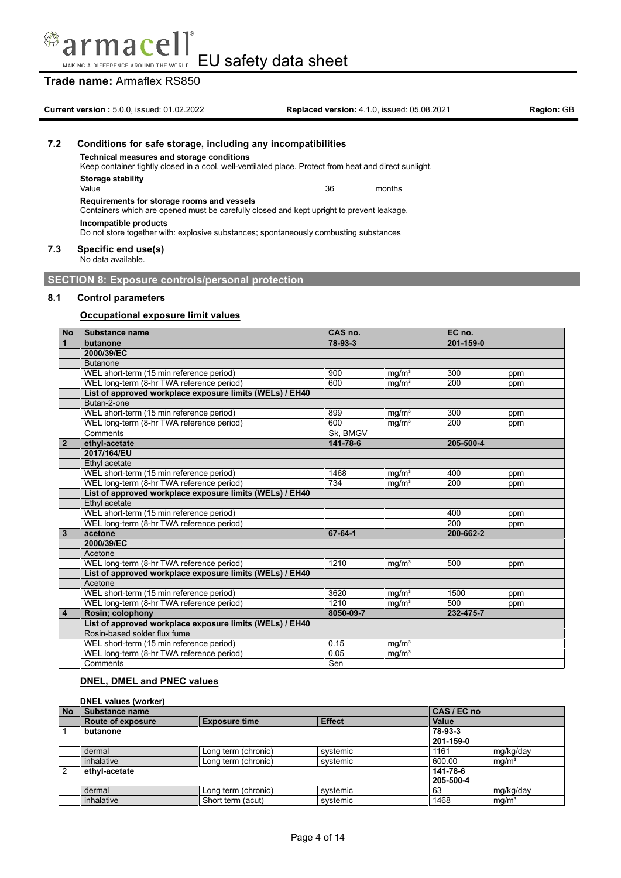### 7.2 Conditions for safe storage, including any incompatibilities

**Technical measures and storage conditions**
Keep container tightly closed in a cool, well-ventilated place. Protect from heat and direct sunlight.

**Storage stability**

| | | |
|---|---|---|
| Value | 36 | months |

**Requirements for storage rooms and vessels**
Containers which are opened must be carefully closed and kept upright to prevent leakage.

**Incompatible products**
Do not store together with: explosive substances; spontaneously combusting substances

### 7.3 Specific end use(s)

No data available.

## SECTION 8: Exposure controls/personal protection

### 8.1 Control parameters

**Occupational exposure limit values**

| No | Substance name | CAS no. | | EC no. | |
|---|---|---|---|---|---|
| 1 | **butanone** | **78-93-3** | | **201-159-0** | |
| | **2000/39/EC** | | | | |
| | Butanone | | | | |
| | WEL short-term (15 min reference period) | 900 | mg/m³ | 300 | ppm |
| | WEL long-term (8-hr TWA reference period) | 600 | mg/m³ | 200 | ppm |
| | **List of approved workplace exposure limits (WELs) / EH40** | | | | |
| | Butan-2-one | | | | |
| | WEL short-term (15 min reference period) | 899 | mg/m³ | 300 | ppm |
| | WEL long-term (8-hr TWA reference period) | 600 | mg/m³ | 200 | ppm |
| | Comments | Sk, BMGV | | | |
| 2 | **ethyl-acetate** | **141-78-6** | | **205-500-4** | |
| | **2017/164/EU** | | | | |
| | Ethyl acetate | | | | |
| | WEL short-term (15 min reference period) | 1468 | mg/m³ | 400 | ppm |
| | WEL long-term (8-hr TWA reference period) | 734 | mg/m³ | 200 | ppm |
| | **List of approved workplace exposure limits (WELs) / EH40** | | | | |
| | Ethyl acetate | | | | |
| | WEL short-term (15 min reference period) | | | 400 | ppm |
| | WEL long-term (8-hr TWA reference period) | | | 200 | ppm |
| 3 | **acetone** | **67-64-1** | | **200-662-2** | |
| | **2000/39/EC** | | | | |
| | Acetone | | | | |
| | WEL long-term (8-hr TWA reference period) | 1210 | mg/m³ | 500 | ppm |
| | **List of approved workplace exposure limits (WELs) / EH40** | | | | |
| | Acetone | | | | |
| | WEL short-term (15 min reference period) | 3620 | mg/m³ | 1500 | ppm |
| | WEL long-term (8-hr TWA reference period) | 1210 | mg/m³ | 500 | ppm |
| 4 | **Rosin; colophony** | **8050-09-7** | | **232-475-7** | |
| | **List of approved workplace exposure limits (WELs) / EH40** | | | | |
| | Rosin-based solder flux fume | | | | |
| | WEL short-term (15 min reference period) | 0.15 | mg/m³ | | |
| | WEL long-term (8-hr TWA reference period) | 0.05 | mg/m³ | | |
| | Comments | Sen | | | |

**DNEL, DMEL and PNEC values**

**DNEL values (worker)**

| No | Substance name | | | CAS / EC no | |
|---|---|---|---|---|---|
| | **Route of exposure** | **Exposure time** | **Effect** | **Value** | |
| 1 | **butanone** | | | **78-93-3**<br>**201-159-0** | |
| | dermal | Long term (chronic) | systemic | 1161 | mg/kg/day |
| | inhalative | Long term (chronic) | systemic | 600.00 | mg/m³ |
| 2 | **ethyl-acetate** | | | **141-78-6**<br>**205-500-4** | |
| | dermal | Long term (chronic) | systemic | 63 | mg/kg/day |
| | inhalative | Short term (acut) | systemic | 1468 | mg/m³ |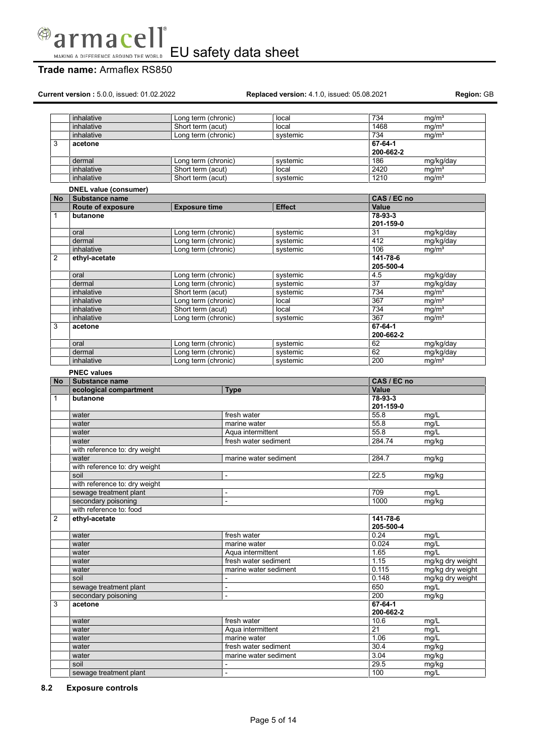| | | | | | |
|---|---|---|---|---|---|
| | inhalative | Long term (chronic) | local | 734 | mg/m³ |
| | inhalative | Short term (acut) | local | 1468 | mg/m³ |
| | inhalative | Long term (chronic) | systemic | 734 | mg/m³ |
| 3 | **acetone** | | | **67-64-1**<br>**200-662-2** | |
| | dermal | Long term (chronic) | systemic | 186 | mg/kg/day |
| | inhalative | Short term (acut) | local | 2420 | mg/m³ |
| | inhalative | Short term (acut) | systemic | 1210 | mg/m³ |

**DNEL value (consumer)**

| No | Substance name | | | CAS / EC no | |
|---|---|---|---|---|---|
| | **Route of exposure** | **Exposure time** | **Effect** | **Value** | |
| 1 | **butanone** | | | **78-93-3**<br>**201-159-0** | |
| | oral | Long term (chronic) | systemic | 31 | mg/kg/day |
| | dermal | Long term (chronic) | systemic | 412 | mg/kg/day |
| | inhalative | Long term (chronic) | systemic | 106 | mg/m³ |
| 2 | **ethyl-acetate** | | | **141-78-6**<br>**205-500-4** | |
| | oral | Long term (chronic) | systemic | 4.5 | mg/kg/day |
| | dermal | Long term (chronic) | systemic | 37 | mg/kg/day |
| | inhalative | Short term (acut) | systemic | 734 | mg/m³ |
| | inhalative | Long term (chronic) | local | 367 | mg/m³ |
| | inhalative | Short term (acut) | local | 734 | mg/m³ |
| | inhalative | Long term (chronic) | systemic | 367 | mg/m³ |
| 3 | **acetone** | | | **67-64-1**<br>**200-662-2** | |
| | oral | Long term (chronic) | systemic | 62 | mg/kg/day |
| | dermal | Long term (chronic) | systemic | 62 | mg/kg/day |
| | inhalative | Long term (chronic) | systemic | 200 | mg/m³ |

**PNEC values**

| No | Substance name | | CAS / EC no | |
|---|---|---|---|---|
| | **ecological compartment** | **Type** | **Value** | |
| 1 | **butanone** | | **78-93-3**<br>**201-159-0** | |
| | water | fresh water | 55.8 | mg/L |
| | water | marine water | 55.8 | mg/L |
| | water | Aqua intermittent | 55.8 | mg/L |
| | water | fresh water sediment | 284.74 | mg/kg |
| | with reference to: dry weight | | | |
| | water | marine water sediment | 284.7 | mg/kg |
| | with reference to: dry weight | | | |
| | soil | - | 22.5 | mg/kg |
| | with reference to: dry weight | | | |
| | sewage treatment plant | - | 709 | mg/L |
| | secondary poisoning | - | 1000 | mg/kg |
| | with reference to: food | | | |
| 2 | **ethyl-acetate** | | **141-78-6**<br>**205-500-4** | |
| | water | fresh water | 0.24 | mg/L |
| | water | marine water | 0.024 | mg/L |
| | water | Aqua intermittent | 1.65 | mg/L |
| | water | fresh water sediment | 1.15 | mg/kg dry weight |
| | water | marine water sediment | 0.115 | mg/kg dry weight |
| | soil | - | 0.148 | mg/kg dry weight |
| | sewage treatment plant | - | 650 | mg/L |
| | secondary poisoning | - | 200 | mg/kg |
| 3 | **acetone** | | **67-64-1**<br>**200-662-2** | |
| | water | fresh water | 10.6 | mg/L |
| | water | Aqua intermittent | 21 | mg/L |
| | water | marine water | 1.06 | mg/L |
| | water | fresh water sediment | 30.4 | mg/kg |
| | water | marine water sediment | 3.04 | mg/kg |
| | soil | - | 29.5 | mg/kg |
| | sewage treatment plant | - | 100 | mg/L |

## 8.2 Exposure controls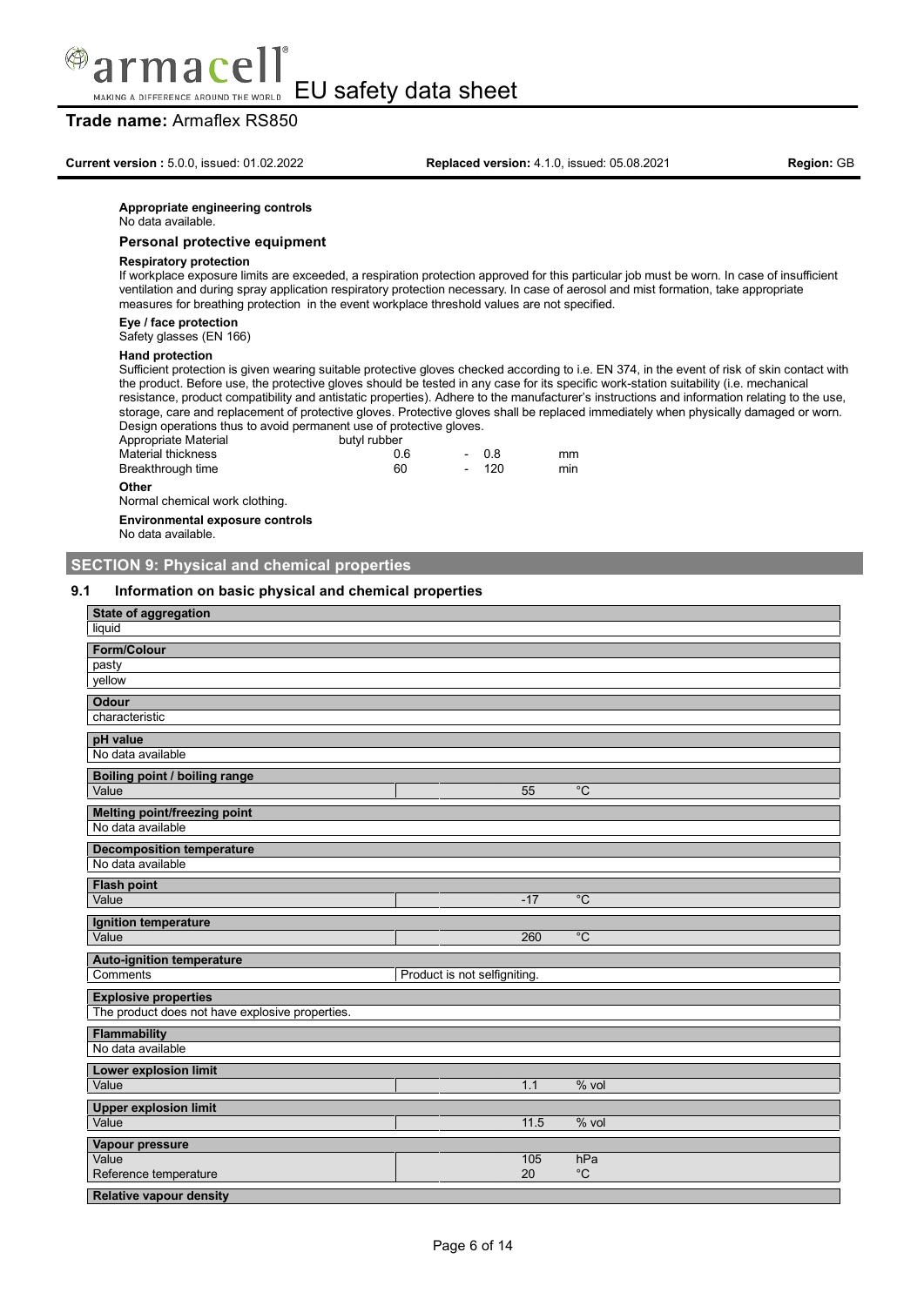**Appropriate engineering controls**

No data available.

### Personal protective equipment

**Respiratory protection**

If workplace exposure limits are exceeded, a respiration protection approved for this particular job must be worn. In case of insufficient ventilation and during spray application respiratory protection necessary. In case of aerosol and mist formation, take appropriate measures for breathing protection in the event workplace threshold values are not specified.

**Eye / face protection**

Safety glasses (EN 166)

**Hand protection**

Sufficient protection is given wearing suitable protective gloves checked according to i.e. EN 374, in the event of risk of skin contact with the product. Before use, the protective gloves should be tested in any case for its specific work-station suitability (i.e. mechanical resistance, product compatibility and antistatic properties). Adhere to the manufacturer's instructions and information relating to the use, storage, care and replacement of protective gloves. Protective gloves shall be replaced immediately when physically damaged or worn. Design operations thus to avoid permanent use of protective gloves.

| | | | | |
|---|---|---|---|---|
| Appropriate Material | butyl rubber | | | |
| Material thickness | 0.6 | - | 0.8 | mm |
| Breakthrough time | 60 | - | 120 | min |

**Other**

Normal chemical work clothing.

**Environmental exposure controls**

No data available.

## SECTION 9: Physical and chemical properties

### 9.1 Information on basic physical and chemical properties

| **State of aggregation** | | |
|---|---|---|
| liquid | | |

| **Form/Colour** | | |
|---|---|---|
| pasty | | |
| yellow | | |

| **Odour** | | |
|---|---|---|
| characteristic | | |

| **pH value** | | |
|---|---|---|
| No data available | | |

| **Boiling point / boiling range** | | |
|---|---|---|
| Value | 55 | °C |

| **Melting point/freezing point** | | |
|---|---|---|
| No data available | | |

| **Decomposition temperature** | | |
|---|---|---|
| No data available | | |

| **Flash point** | | |
|---|---|---|
| Value | -17 | °C |

| **Ignition temperature** | | |
|---|---|---|
| Value | 260 | °C |

| **Auto-ignition temperature** | |
|---|---|
| Comments | Product is not selfigniting. |

| **Explosive properties** |
|---|
| The product does not have explosive properties. |

| **Flammability** |
|---|
| No data available |

| **Lower explosion limit** | | |
|---|---|---|
| Value | 1.1 | % vol |

| **Upper explosion limit** | | |
|---|---|---|
| Value | 11.5 | % vol |

| **Vapour pressure** | | |
|---|---|---|
| Value | 105 | hPa |
| Reference temperature | 20 | °C |

**Relative vapour density**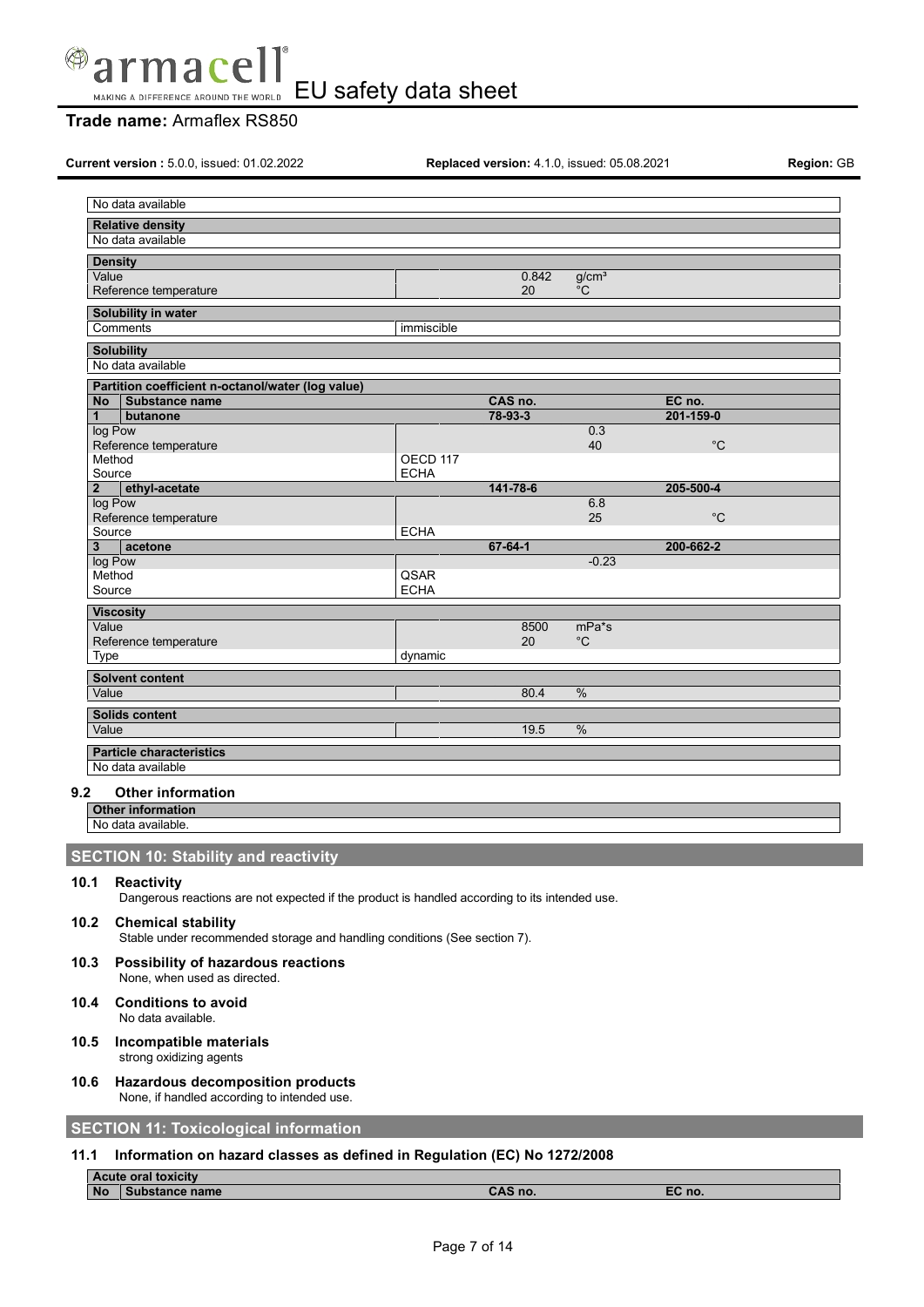| No data available |
|---|

| **Relative density** | | |
|---|---|---|
| No data available | | |

| **Density** | | |
|---|---|---|
| Value | 0.842 | $g/cm^3$ |
| Reference temperature | 20 | °C |

| **Solubility in water** | |
|---|---|
| Comments | immiscible |

| **Solubility** |
|---|
| No data available |

| **Partition coefficient n-octanol/water (log value)** | | | | |
|---|---|---|---|---|
| **No** | **Substance name** | **CAS no.** | | **EC no.** |
| **1** | **butanone** | **78-93-3** | | **201-159-0** |
| log Pow | | | 0.3 | |
| Reference temperature | | | 40 | °C |
| Method | | OECD 117 | | |
| Source | | ECHA | | |
| **2** | **ethyl-acetate** | **141-78-6** | | **205-500-4** |
| log Pow | | | 6.8 | |
| Reference temperature | | | 25 | °C |
| Source | | ECHA | | |
| **3** | **acetone** | **67-64-1** | | **200-662-2** |
| log Pow | | | -0.23 | |
| Method | | QSAR | | |
| Source | | ECHA | | |

| **Viscosity** | | |
|---|---|---|
| Value | 8500 | mPa*s |
| Reference temperature | 20 | °C |
| Type | dynamic | |

| **Solvent content** | | |
|---|---|---|
| Value | 80.4 | % |

| **Solids content** | | |
|---|---|---|
| Value | 19.5 | % |

| **Particle characteristics** |
|---|
| No data available |

### 9.2 Other information

| **Other information** |
|---|
| No data available. |

## SECTION 10: Stability and reactivity

### 10.1 Reactivity
Dangerous reactions are not expected if the product is handled according to its intended use.

### 10.2 Chemical stability
Stable under recommended storage and handling conditions (See section 7).

### 10.3 Possibility of hazardous reactions
None, when used as directed.

### 10.4 Conditions to avoid
No data available.

### 10.5 Incompatible materials
strong oxidizing agents

### 10.6 Hazardous decomposition products
None, if handled according to intended use.

## SECTION 11: Toxicological information

### 11.1 Information on hazard classes as defined in Regulation (EC) No 1272/2008

| **Acute oral toxicity** | | | |
|---|---|---|---|
| **No** | **Substance name** | **CAS no.** | **EC no.** |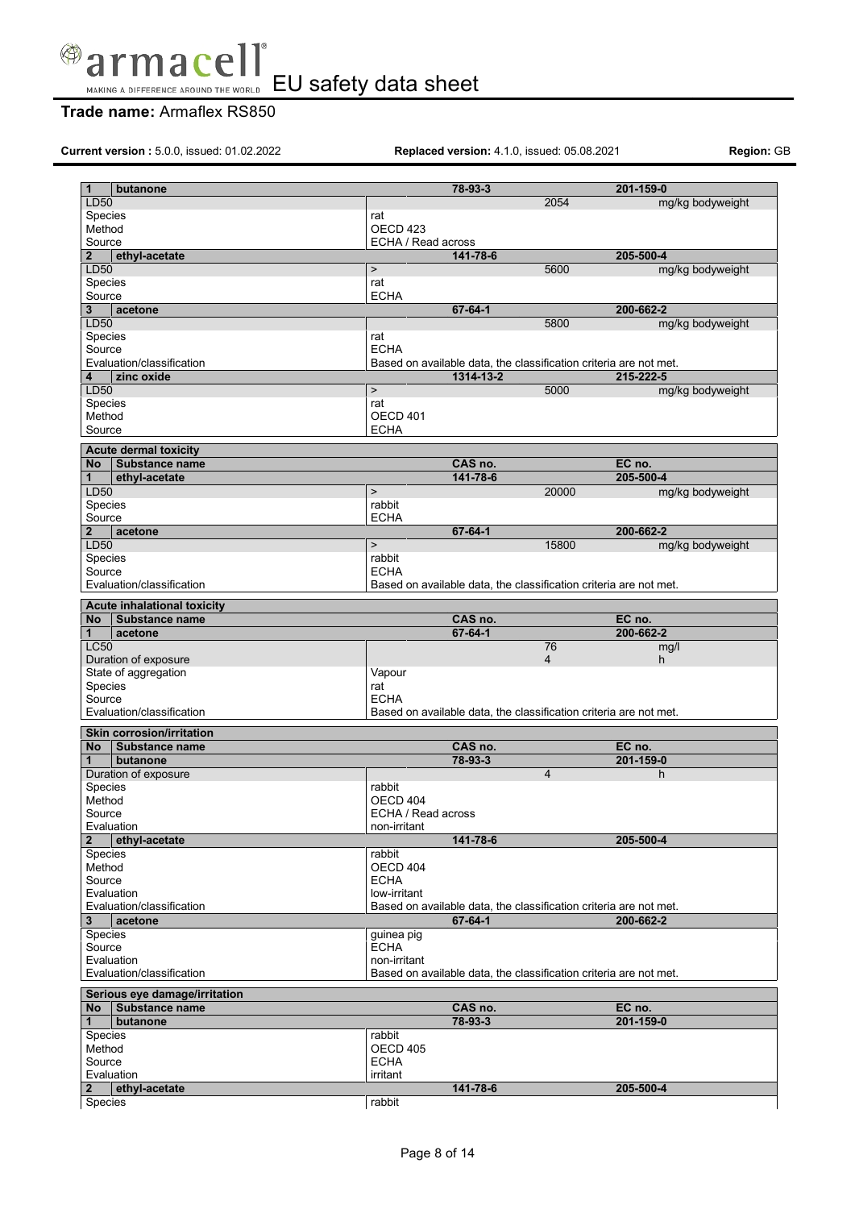| No | Substance name | | CAS no. | | EC no. |
|---|---|---|---|---|---|
| 1 | butanone | | 78-93-3 | | 201-159-0 |
| LD50 | | | | 2054 | mg/kg bodyweight |
| Species | | rat | | | |
| Method | | OECD 423 | | | |
| Source | | ECHA / Read across | | | |
| 2 | ethyl-acetate | | 141-78-6 | | 205-500-4 |
| LD50 | | > | | 5600 | mg/kg bodyweight |
| Species | | rat | | | |
| Source | | ECHA | | | |
| 3 | acetone | | 67-64-1 | | 200-662-2 |
| LD50 | | | | 5800 | mg/kg bodyweight |
| Species | | rat | | | |
| Source | | ECHA | | | |
| Evaluation/classification | | Based on available data, the classification criteria are not met. | | | |
| 4 | zinc oxide | | 1314-13-2 | | 215-222-5 |
| LD50 | | > | | 5000 | mg/kg bodyweight |
| Species | | rat | | | |
| Method | | OECD 401 | | | |
| Source | | ECHA | | | |

**Acute dermal toxicity**

| No | Substance name | | CAS no. | | EC no. |
|---|---|---|---|---|---|
| 1 | ethyl-acetate | | 141-78-6 | | 205-500-4 |
| LD50 | | > | | 20000 | mg/kg bodyweight |
| Species | | rabbit | | | |
| Source | | ECHA | | | |
| 2 | acetone | | 67-64-1 | | 200-662-2 |
| LD50 | | > | | 15800 | mg/kg bodyweight |
| Species | | rabbit | | | |
| Source | | ECHA | | | |
| Evaluation/classification | | Based on available data, the classification criteria are not met. | | | |

**Acute inhalational toxicity**

| No | Substance name | | CAS no. | | EC no. |
|---|---|---|---|---|---|
| 1 | acetone | | 67-64-1 | | 200-662-2 |
| LC50 | | | | 76 | mg/l |
| Duration of exposure | | | | 4 | h |
| State of aggregation | | Vapour | | | |
| Species | | rat | | | |
| Source | | ECHA | | | |
| Evaluation/classification | | Based on available data, the classification criteria are not met. | | | |

**Skin corrosion/irritation**

| No | Substance name | | CAS no. | | EC no. |
|---|---|---|---|---|---|
| 1 | butanone | | 78-93-3 | | 201-159-0 |
| Duration of exposure | | | | 4 | h |
| Species | | rabbit | | | |
| Method | | OECD 404 | | | |
| Source | | ECHA / Read across | | | |
| Evaluation | | non-irritant | | | |
| 2 | ethyl-acetate | | 141-78-6 | | 205-500-4 |
| Species | | rabbit | | | |
| Method | | OECD 404 | | | |
| Source | | ECHA | | | |
| Evaluation | | low-irritant | | | |
| Evaluation/classification | | Based on available data, the classification criteria are not met. | | | |
| 3 | acetone | | 67-64-1 | | 200-662-2 |
| Species | | guinea pig | | | |
| Source | | ECHA | | | |
| Evaluation | | non-irritant | | | |
| Evaluation/classification | | Based on available data, the classification criteria are not met. | | | |

**Serious eye damage/irritation**

| No | Substance name | | CAS no. | | EC no. |
|---|---|---|---|---|---|
| 1 | butanone | | 78-93-3 | | 201-159-0 |
| Species | | rabbit | | | |
| Method | | OECD 405 | | | |
| Source | | ECHA | | | |
| Evaluation | | irritant | | | |
| 2 | ethyl-acetate | | 141-78-6 | | 205-500-4 |
| Species | | rabbit | | | |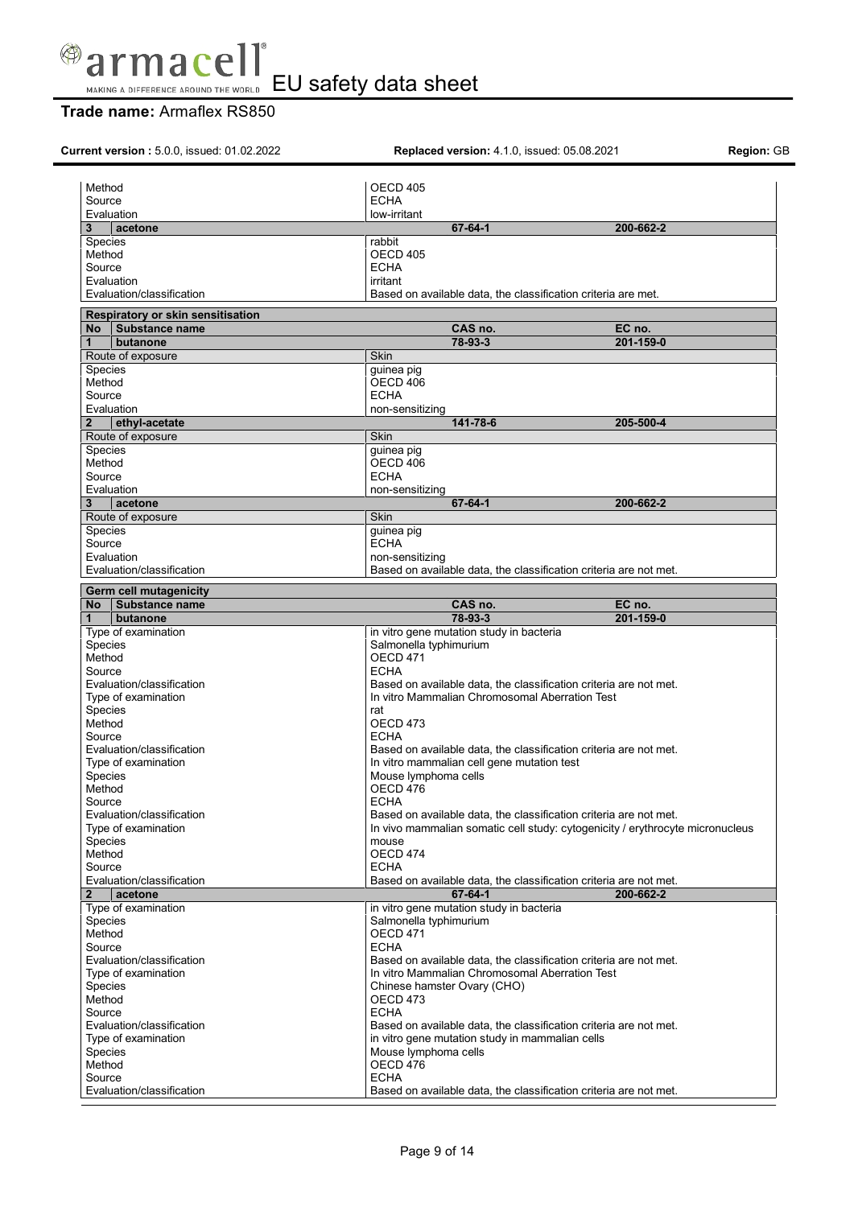| | | | |
|---|---|---|---|
| Method | OECD 405 | | |
| Source | ECHA | | |
| Evaluation | low-irritant | | |
| **3** | **acetone** | **67-64-1** | **200-662-2** |
| Species | rabbit | | |
| Method | OECD 405 | | |
| Source | ECHA | | |
| Evaluation | irritant | | |
| Evaluation/classification | Based on available data, the classification criteria are met. | | |

**Respiratory or skin sensitisation**

| No | Substance name | CAS no. | EC no. |
|---|---|---|---|
| **1** | **butanone** | **78-93-3** | **201-159-0** |
| Route of exposure | Skin | | |
| Species | guinea pig | | |
| Method | OECD 406 | | |
| Source | ECHA | | |
| Evaluation | non-sensitizing | | |
| **2** | **ethyl-acetate** | **141-78-6** | **205-500-4** |
| Route of exposure | Skin | | |
| Species | guinea pig | | |
| Method | OECD 406 | | |
| Source | ECHA | | |
| Evaluation | non-sensitizing | | |
| **3** | **acetone** | **67-64-1** | **200-662-2** |
| Route of exposure | Skin | | |
| Species | guinea pig | | |
| Source | ECHA | | |
| Evaluation | non-sensitizing | | |
| Evaluation/classification | Based on available data, the classification criteria are not met. | | |

**Germ cell mutagenicity**

| No | Substance name | CAS no. | EC no. |
|---|---|---|---|
| **1** | **butanone** | **78-93-3** | **201-159-0** |
| Type of examination | in vitro gene mutation study in bacteria | | |
| Species | Salmonella typhimurium | | |
| Method | OECD 471 | | |
| Source | ECHA | | |
| Evaluation/classification | Based on available data, the classification criteria are not met. | | |
| Type of examination | In vitro Mammalian Chromosomal Aberration Test | | |
| Species | rat | | |
| Method | OECD 473 | | |
| Source | ECHA | | |
| Evaluation/classification | Based on available data, the classification criteria are not met. | | |
| Type of examination | In vitro mammalian cell gene mutation test | | |
| Species | Mouse lymphoma cells | | |
| Method | OECD 476 | | |
| Source | ECHA | | |
| Evaluation/classification | Based on available data, the classification criteria are not met. | | |
| Type of examination | In vivo mammalian somatic cell study: cytogenicity / erythrocyte micronucleus | | |
| Species | mouse | | |
| Method | OECD 474 | | |
| Source | ECHA | | |
| Evaluation/classification | Based on available data, the classification criteria are not met. | | |
| **2** | **acetone** | **67-64-1** | **200-662-2** |
| Type of examination | in vitro gene mutation study in bacteria | | |
| Species | Salmonella typhimurium | | |
| Method | OECD 471 | | |
| Source | ECHA | | |
| Evaluation/classification | Based on available data, the classification criteria are not met. | | |
| Type of examination | In vitro Mammalian Chromosomal Aberration Test | | |
| Species | Chinese hamster Ovary (CHO) | | |
| Method | OECD 473 | | |
| Source | ECHA | | |
| Evaluation/classification | Based on available data, the classification criteria are not met. | | |
| Type of examination | in vitro gene mutation study in mammalian cells | | |
| Species | Mouse lymphoma cells | | |
| Method | OECD 476 | | |
| Source | ECHA | | |
| Evaluation/classification | Based on available data, the classification criteria are not met. | | |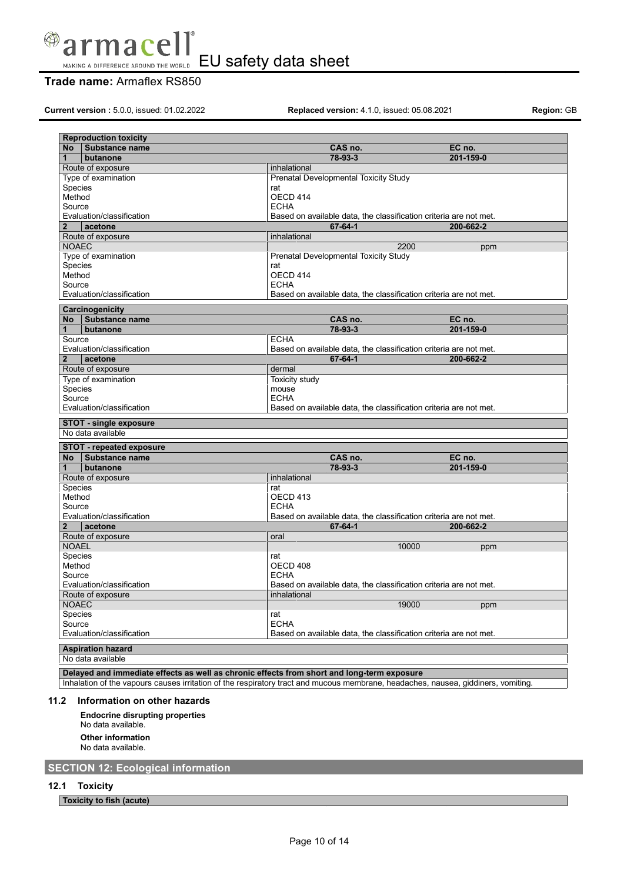| **Reproduction toxicity** | | | |
|---|---|---|---|
| **No** | **Substance name** | **CAS no.** | **EC no.** |
| **1** | **butanone** | **78-93-3** | **201-159-0** |
| Route of exposure | | inhalational | |
| Type of examination | | Prenatal Developmental Toxicity Study | |
| Species | | rat | |
| Method | | OECD 414 | |
| Source | | ECHA | |
| Evaluation/classification | | Based on available data, the classification criteria are not met. | |
| **2** | **acetone** | **67-64-1** | **200-662-2** |
| Route of exposure | | inhalational | |
| NOAEC | | 2200 | ppm |
| Type of examination | | Prenatal Developmental Toxicity Study | |
| Species | | rat | |
| Method | | OECD 414 | |
| Source | | ECHA | |
| Evaluation/classification | | Based on available data, the classification criteria are not met. | |

| **Carcinogenicity** | | | |
|---|---|---|---|
| **No** | **Substance name** | **CAS no.** | **EC no.** |
| **1** | **butanone** | **78-93-3** | **201-159-0** |
| Source | | ECHA | |
| Evaluation/classification | | Based on available data, the classification criteria are not met. | |
| **2** | **acetone** | **67-64-1** | **200-662-2** |
| Route of exposure | | dermal | |
| Type of examination | | Toxicity study | |
| Species | | mouse | |
| Source | | ECHA | |
| Evaluation/classification | | Based on available data, the classification criteria are not met. | |

| **STOT - single exposure** |
|---|
| No data available |

| **STOT - repeated exposure** | | | |
|---|---|---|---|
| **No** | **Substance name** | **CAS no.** | **EC no.** |
| **1** | **butanone** | **78-93-3** | **201-159-0** |
| Route of exposure | | inhalational | |
| Species | | rat | |
| Method | | OECD 413 | |
| Source | | ECHA | |
| Evaluation/classification | | Based on available data, the classification criteria are not met. | |
| **2** | **acetone** | **67-64-1** | **200-662-2** |
| Route of exposure | | oral | |
| NOAEL | | 10000 | ppm |
| Species | | rat | |
| Method | | OECD 408 | |
| Source | | ECHA | |
| Evaluation/classification | | Based on available data, the classification criteria are not met. | |
| Route of exposure | | inhalational | |
| NOAEC | | 19000 | ppm |
| Species | | rat | |
| Source | | ECHA | |
| Evaluation/classification | | Based on available data, the classification criteria are not met. | |

| **Aspiration hazard** |
|---|
| No data available |

| **Delayed and immediate effects as well as chronic effects from short and long-term exposure** |
|---|
| Inhalation of the vapours causes irritation of the respiratory tract and mucous membrane, headaches, nausea, giddiners, vomiting. |

### 11.2 Information on other hazards

**Endocrine disrupting properties**

No data available.

**Other information**

No data available.

## SECTION 12: Ecological information

### 12.1 Toxicity

| **Toxicity to fish (acute)** |
|---|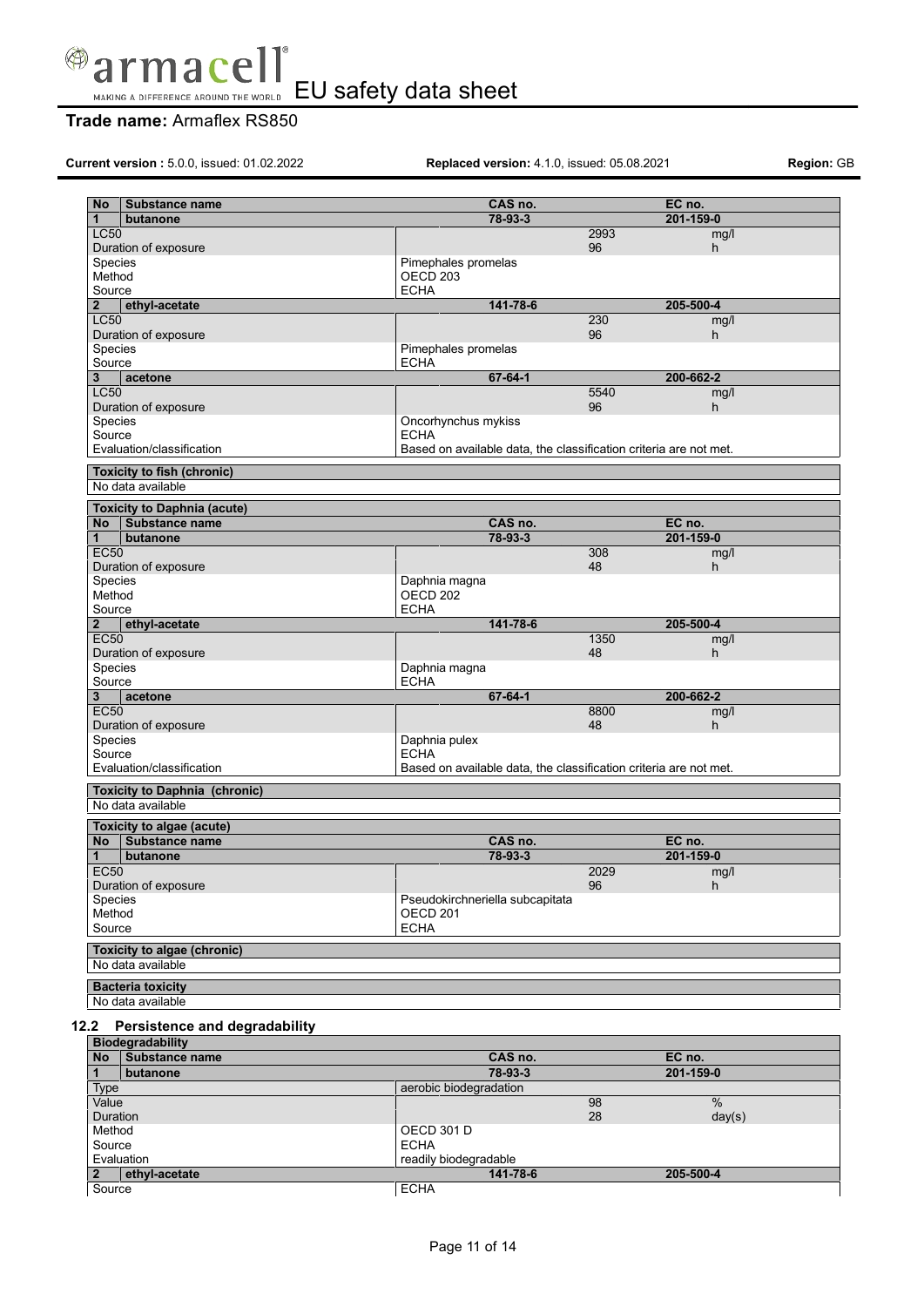| No | Substance name | CAS no. | | EC no. |
|---|---|---|---|---|
| 1 | butanone | 78-93-3 | | 201-159-0 |
| LC50 | | | 2993 | mg/l |
| Duration of exposure | | | 96 | h |
| Species | | Pimephales promelas | | |
| Method | | OECD 203 | | |
| Source | | ECHA | | |
| 2 | ethyl-acetate | 141-78-6 | | 205-500-4 |
| LC50 | | | 230 | mg/l |
| Duration of exposure | | | 96 | h |
| Species | | Pimephales promelas | | |
| Source | | ECHA | | |
| 3 | acetone | 67-64-1 | | 200-662-2 |
| LC50 | | | 5540 | mg/l |
| Duration of exposure | | | 96 | h |
| Species | | Oncorhynchus mykiss | | |
| Source | | ECHA | | |
| Evaluation/classification | | Based on available data, the classification criteria are not met. | | |

| Toxicity to fish (chronic) |
|---|
| No data available |

**Toxicity to Daphnia (acute)**

| No | Substance name | CAS no. | | EC no. |
|---|---|---|---|---|
| 1 | butanone | 78-93-3 | | 201-159-0 |
| EC50 | | | 308 | mg/l |
| Duration of exposure | | | 48 | h |
| Species | | Daphnia magna | | |
| Method | | OECD 202 | | |
| Source | | ECHA | | |
| 2 | ethyl-acetate | 141-78-6 | | 205-500-4 |
| EC50 | | | 1350 | mg/l |
| Duration of exposure | | | 48 | h |
| Species | | Daphnia magna | | |
| Source | | ECHA | | |
| 3 | acetone | 67-64-1 | | 200-662-2 |
| EC50 | | | 8800 | mg/l |
| Duration of exposure | | | 48 | h |
| Species | | Daphnia pulex | | |
| Source | | ECHA | | |
| Evaluation/classification | | Based on available data, the classification criteria are not met. | | |

| Toxicity to Daphnia (chronic) |
|---|
| No data available |

**Toxicity to algae (acute)**

| No | Substance name | CAS no. | | EC no. |
|---|---|---|---|---|
| 1 | butanone | 78-93-3 | | 201-159-0 |
| EC50 | | | 2029 | mg/l |
| Duration of exposure | | | 96 | h |
| Species | | Pseudokirchneriella subcapitata | | |
| Method | | OECD 201 | | |
| Source | | ECHA | | |

| Toxicity to algae (chronic) |
|---|
| No data available |

| Bacteria toxicity |
|---|
| No data available |

## 12.2 Persistence and degradability

**Biodegradability**

| No | Substance name | CAS no. | | EC no. |
|---|---|---|---|---|
| 1 | butanone | 78-93-3 | | 201-159-0 |
| Type | | aerobic biodegradation | | |
| Value | | | 98 | % |
| Duration | | | 28 | day(s) |
| Method | | OECD 301 D | | |
| Source | | ECHA | | |
| Evaluation | | readily biodegradable | | |
| 2 | ethyl-acetate | 141-78-6 | | 205-500-4 |
| Source | | ECHA | | |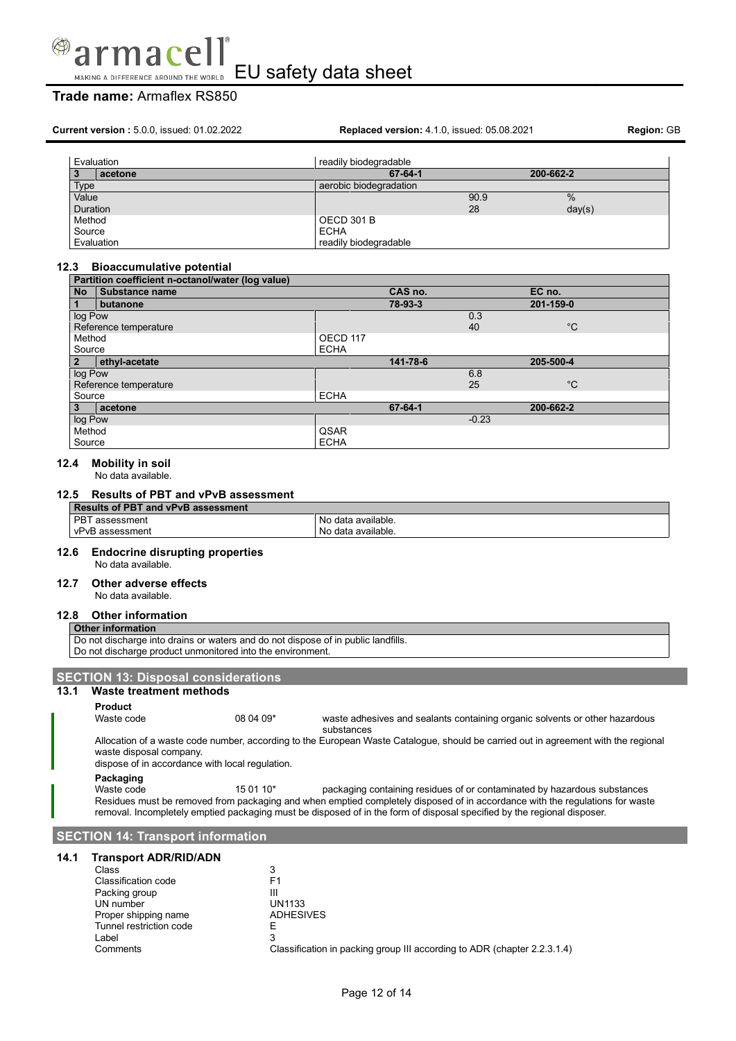| Evaluation | readily biodegradable | | |
|---|---|---|---|
| **3** **acetone** | **67-64-1** | | **200-662-2** |
| Type | aerobic biodegradation | | |
| Value | | 90.9 | % |
| Duration | | 28 | day(s) |
| Method | OECD 301 B | | |
| Source | ECHA | | |
| Evaluation | readily biodegradable | | |

### 12.3 Bioaccumulative potential

| **Partition coefficient n-octanol/water (log value)** | | | |
|---|---|---|---|
| **No** **Substance name** | **CAS no.** | | **EC no.** |
| **1** **butanone** | **78-93-3** | | **201-159-0** |
| log Pow | | 0.3 | |
| Reference temperature | | 40 | °C |
| Method | OECD 117 | | |
| Source | ECHA | | |
| **2** **ethyl-acetate** | **141-78-6** | | **205-500-4** |
| log Pow | | 6.8 | |
| Reference temperature | | 25 | °C |
| Source | ECHA | | |
| **3** **acetone** | **67-64-1** | | **200-662-2** |
| log Pow | | -0.23 | |
| Method | QSAR | | |
| Source | ECHA | | |

### 12.4 Mobility in soil

No data available.

### 12.5 Results of PBT and vPvB assessment

| **Results of PBT and vPvB assessment** | |
|---|---|
| PBT assessment | No data available. |
| vPvB assessment | No data available. |

### 12.6 Endocrine disrupting properties

No data available.

### 12.7 Other adverse effects

No data available.

### 12.8 Other information

| **Other information** |
|---|
| Do not discharge into drains or waters and do not dispose of in public landfills. |
| Do not discharge product unmonitored into the environment. |

## SECTION 13: Disposal considerations

### 13.1 Waste treatment methods

**Product**

Waste code 08 04 09* waste adhesives and sealants containing organic solvents or other hazardous substances

Allocation of a waste code number, according to the European Waste Catalogue, should be carried out in agreement with the regional waste disposal company.

dispose of in accordance with local regulation.

**Packaging**

Waste code 15 01 10* packaging containing residues of or contaminated by hazardous substances

Residues must be removed from packaging and when emptied completely disposed of in accordance with the regulations for waste removal. Incompletely emptied packaging must be disposed of in the form of disposal specified by the regional disposer.

## SECTION 14: Transport information

### 14.1 Transport ADR/RID/ADN

| | |
|---|---|
| Class | 3 |
| Classification code | F1 |
| Packing group | III |
| UN number | UN1133 |
| Proper shipping name | ADHESIVES |
| Tunnel restriction code | E |
| Label | 3 |
| Comments | Classification in packing group III according to ADR (chapter 2.2.3.1.4) |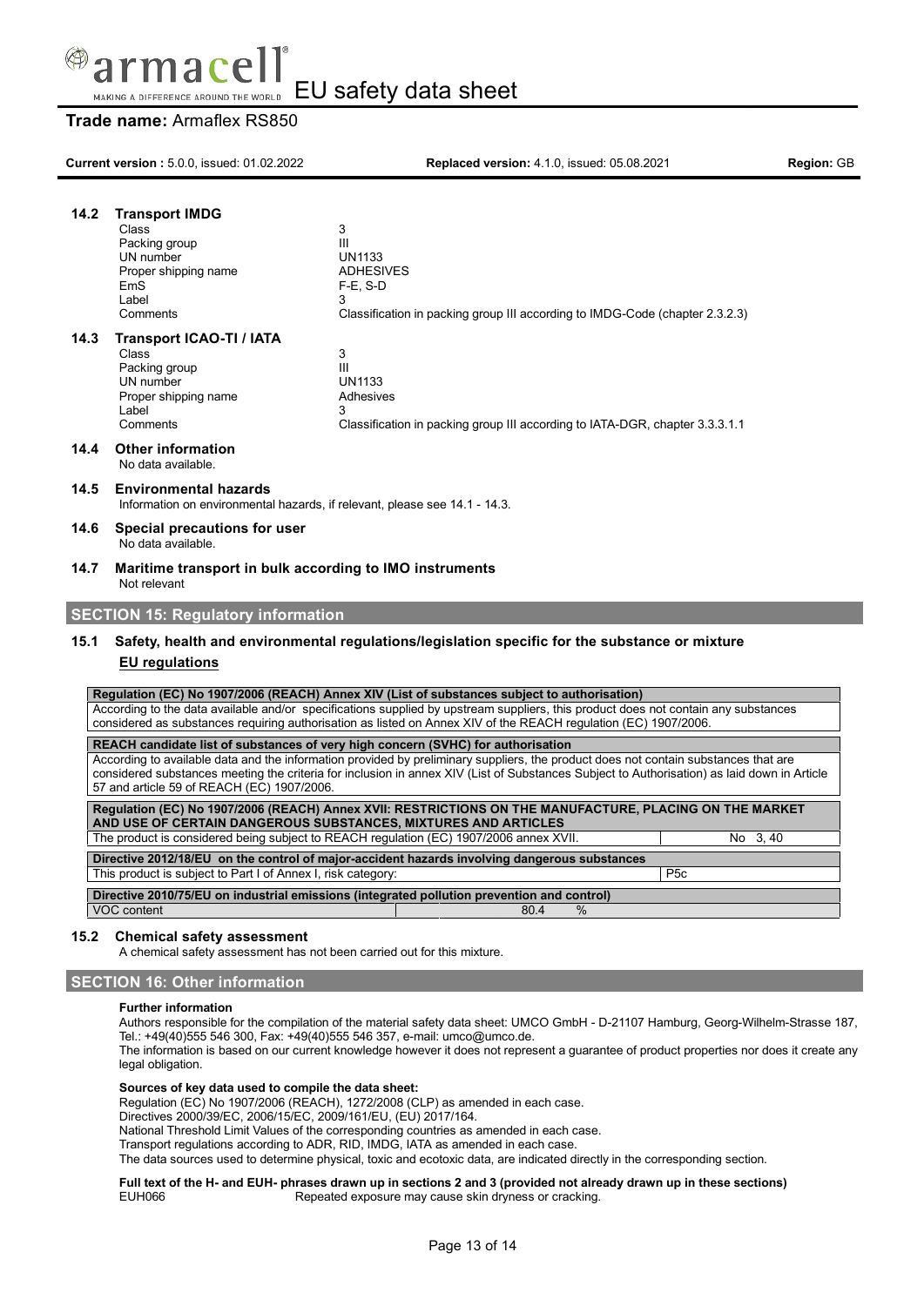### 14.2 Transport IMDG

| | |
|---|---|
| Class | 3 |
| Packing group | III |
| UN number | UN1133 |
| Proper shipping name | ADHESIVES |
| EmS | F-E, S-D |
| Label | 3 |
| Comments | Classification in packing group III according to IMDG-Code (chapter 2.3.2.3) |

### 14.3 Transport ICAO-TI / IATA

| | |
|---|---|
| Class | 3 |
| Packing group | III |
| UN number | UN1133 |
| Proper shipping name | Adhesives |
| Label | 3 |
| Comments | Classification in packing group III according to IATA-DGR, chapter 3.3.3.1.1 |

### 14.4 Other information

No data available.

### 14.5 Environmental hazards

Information on environmental hazards, if relevant, please see 14.1 - 14.3.

### 14.6 Special precautions for user

No data available.

### 14.7 Maritime transport in bulk according to IMO instruments

Not relevant

## SECTION 15: Regulatory information

### 15.1 Safety, health and environmental regulations/legislation specific for the substance or mixture

**EU regulations**

**Regulation (EC) No 1907/2006 (REACH) Annex XIV (List of substances subject to authorisation)**

According to the data available and/or specifications supplied by upstream suppliers, this product does not contain any substances considered as substances requiring authorisation as listed on Annex XIV of the REACH regulation (EC) 1907/2006.

**REACH candidate list of substances of very high concern (SVHC) for authorisation**

According to available data and the information provided by preliminary suppliers, the product does not contain substances that are considered substances meeting the criteria for inclusion in annex XIV (List of Substances Subject to Authorisation) as laid down in Article 57 and article 59 of REACH (EC) 1907/2006.

**Regulation (EC) No 1907/2006 (REACH) Annex XVII: RESTRICTIONS ON THE MANUFACTURE, PLACING ON THE MARKET AND USE OF CERTAIN DANGEROUS SUBSTANCES, MIXTURES AND ARTICLES**

| | |
|---|---|
| The product is considered being subject to REACH regulation (EC) 1907/2006 annex XVII. | No 3, 40 |

**Directive 2012/18/EU on the control of major-accident hazards involving dangerous substances**

| | |
|---|---|
| This product is subject to Part I of Annex I, risk category: | P5c |

**Directive 2010/75/EU on industrial emissions (integrated pollution prevention and control)**

| | | |
|---|---|---|
| VOC content | 80.4 | % |

### 15.2 Chemical safety assessment

A chemical safety assessment has not been carried out for this mixture.

## SECTION 16: Other information

**Further information**

Authors responsible for the compilation of the material safety data sheet: UMCO GmbH - D-21107 Hamburg, Georg-Wilhelm-Strasse 187, Tel.: +49(40)555 546 300, Fax: +49(40)555 546 357, e-mail: umco@umco.de.

The information is based on our current knowledge however it does not represent a guarantee of product properties nor does it create any legal obligation.

**Sources of key data used to compile the data sheet:**

Regulation (EC) No 1907/2006 (REACH), 1272/2008 (CLP) as amended in each case.
Directives 2000/39/EC, 2006/15/EC, 2009/161/EU, (EU) 2017/164.
National Threshold Limit Values of the corresponding countries as amended in each case.
Transport regulations according to ADR, RID, IMDG, IATA as amended in each case.
The data sources used to determine physical, toxic and ecotoxic data, are indicated directly in the corresponding section.

**Full text of the H- and EUH- phrases drawn up in sections 2 and 3 (provided not already drawn up in these sections)**

| | |
|---|---|
| EUH066 | Repeated exposure may cause skin dryness or cracking. |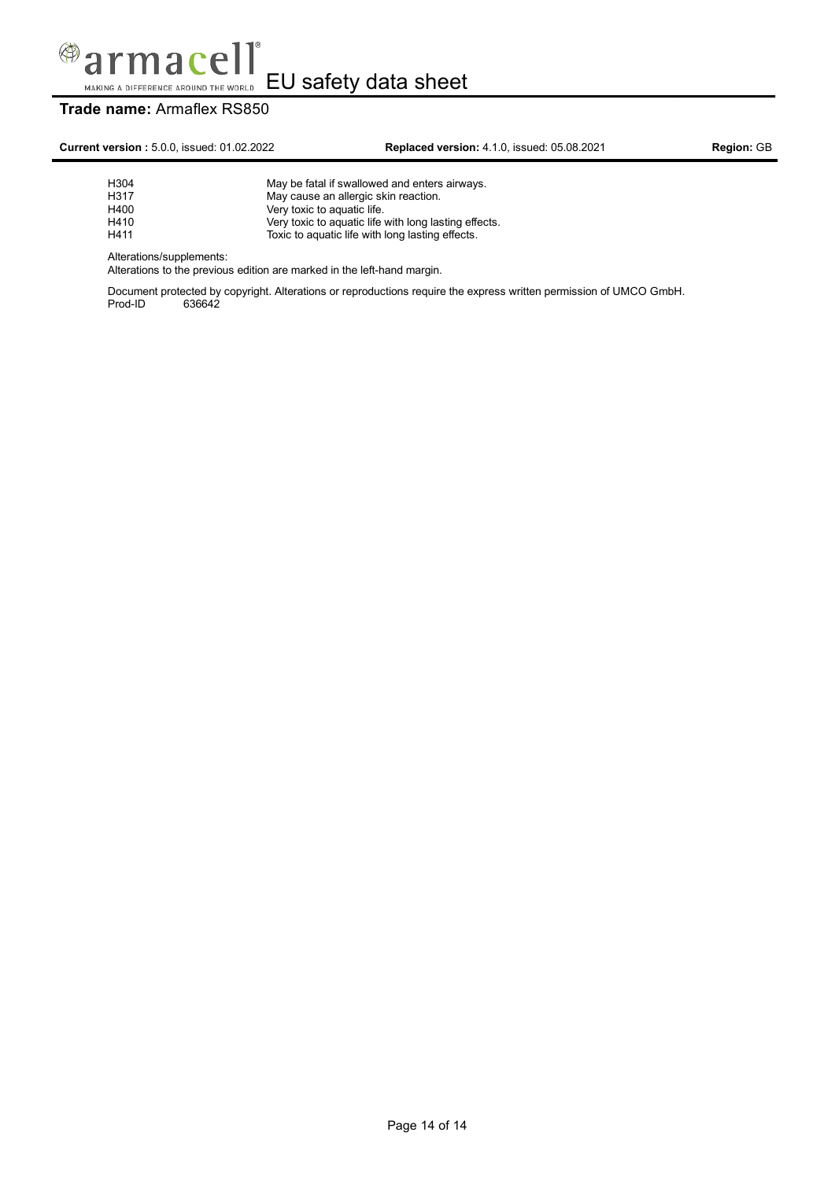| | |
|---|---|
| H304 | May be fatal if swallowed and enters airways. |
| H317 | May cause an allergic skin reaction. |
| H400 | Very toxic to aquatic life. |
| H410 | Very toxic to aquatic life with long lasting effects. |
| H411 | Toxic to aquatic life with long lasting effects. |

Alterations/supplements:
Alterations to the previous edition are marked in the left-hand margin.

Document protected by copyright. Alterations or reproductions require the express written permission of UMCO GmbH.
Prod-ID 636642